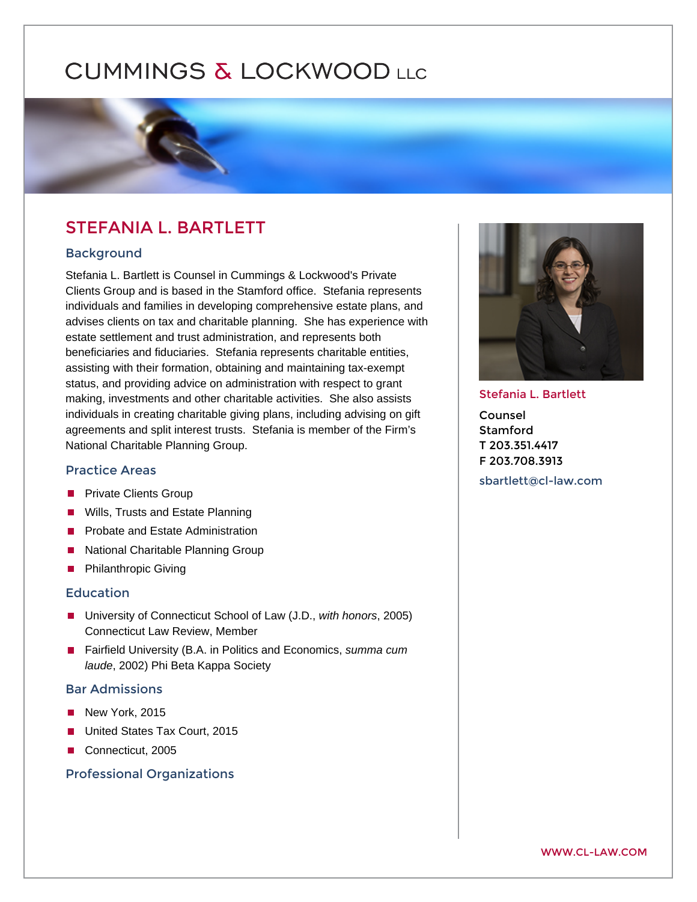# CUMMINGS & LOCKWOOD LLC

## STEFANIA L. BARTLETT

### Background

Stefania L. Bartlett is Counsel in Cummings & Lockwood's Private Clients Group and is based in the Stamford office. Stefania represents individuals and families in developing comprehensive estate plans, and advises clients on tax and charitable planning. She has experience with estate settlement and trust administration, and represents both beneficiaries and fiduciaries. Stefania represents charitable entities, assisting with their formation, obtaining and maintaining tax-exempt status, and providing advice on administration with respect to grant making, investments and other charitable activities. She also assists individuals in creating charitable giving plans, including advising on gift agreements and split interest trusts. Stefania is member of the Firm's National Charitable Planning Group.

### Practice Areas

- Private Clients Group
- Wills, Trusts and Estate Planning
- Probate and Estate Administration
- National Charitable Planning Group
- Philanthropic Giving

### Education

- University of Connecticut School of Law (J.D., *with honors*, 2005) Connecticut Law Review, Member
- Fairfield University (B.A. in Politics and Economics, *summa cum laude*, 2002) Phi Beta Kappa Society

### Bar Admissions

- New York, 2015
- United States Tax Court, 2015
- Connecticut, 2005

### Professional Organizations

Stefania L. Bartlett

Counsel
Stamford
T 203.351.4417
F 203.708.3913

sbartlett@cl-law.com

WWW.CL-LAW.COM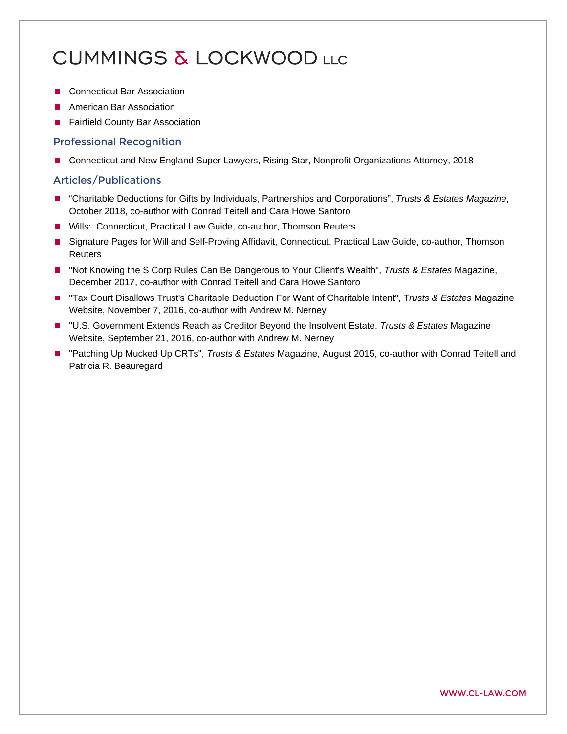- Connecticut Bar Association
- American Bar Association
- Fairfield County Bar Association

## Professional Recognition

- Connecticut and New England Super Lawyers, Rising Star, Nonprofit Organizations Attorney, 2018

## Articles/Publications

- "Charitable Deductions for Gifts by Individuals, Partnerships and Corporations", *Trusts & Estates Magazine*, October 2018, co-author with Conrad Teitell and Cara Howe Santoro
- Wills: Connecticut, Practical Law Guide, co-author, Thomson Reuters
- Signature Pages for Will and Self-Proving Affidavit, Connecticut, Practical Law Guide, co-author, Thomson Reuters
- "Not Knowing the S Corp Rules Can Be Dangerous to Your Client's Wealth", *Trusts & Estates* Magazine, December 2017, co-author with Conrad Teitell and Cara Howe Santoro
- "Tax Court Disallows Trust's Charitable Deduction For Want of Charitable Intent", T*rusts & Estates* Magazine Website, November 7, 2016, co-author with Andrew M. Nerney
- "U.S. Government Extends Reach as Creditor Beyond the Insolvent Estate, *Trusts & Estates* Magazine Website, September 21, 2016, co-author with Andrew M. Nerney
- "Patching Up Mucked Up CRTs", *Trusts & Estates* Magazine, August 2015, co-author with Conrad Teitell and Patricia R. Beauregard